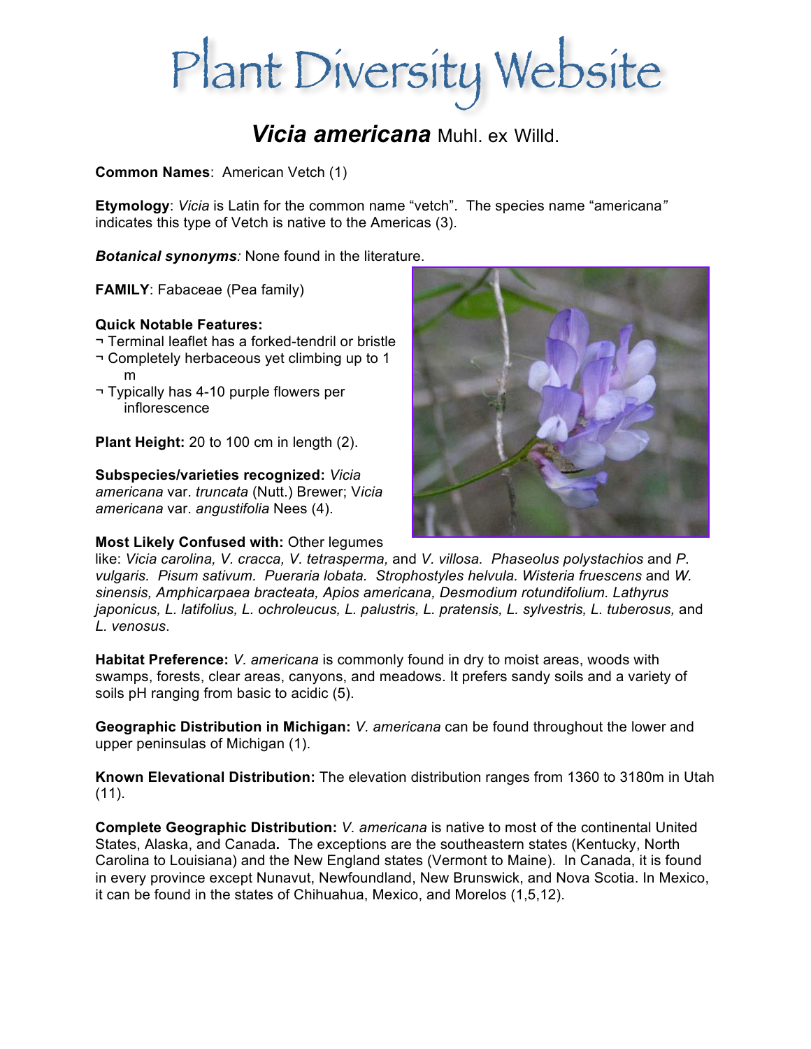# Plant Diversity Website

## *Vicia americana* Muhl. ex Willd.

**Common Names**: American Vetch (1)

**Etymology**: *Vicia* is Latin for the common name "vetch". The species name "americana" indicates this type of Vetch is native to the Americas (3).

***Botanical synonyms****:* None found in the literature.

**FAMILY**: Fabaceae (Pea family)

**Quick Notable Features:**

¬ Terminal leaflet has a forked-tendril or bristle
¬ Completely herbaceous yet climbing up to 1 m
¬ Typically has 4-10 purple flowers per inflorescence

**Plant Height:** 20 to 100 cm in length (2).

**Subspecies/varieties recognized:** *Vicia americana* var. *truncata* (Nutt.) Brewer; V*icia americana* var. *angustifolia* Nees (4).

**Most Likely Confused with:** Other legumes like: *Vicia carolina, V. cracca, V. tetrasperma,* and *V. villosa. Phaseolus polystachios* and *P. vulgaris. Pisum sativum. Pueraria lobata. Strophostyles helvula. Wisteria fruescens* and *W. sinensis, Amphicarpaea bracteata, Apios americana, Desmodium rotundifolium. Lathyrus japonicus, L. latifolius, L. ochroleucus, L. palustris, L. pratensis, L. sylvestris, L. tuberosus,* and *L. venosus*.

**Habitat Preference:** *V. americana* is commonly found in dry to moist areas, woods with swamps, forests, clear areas, canyons, and meadows. It prefers sandy soils and a variety of soils pH ranging from basic to acidic (5).

**Geographic Distribution in Michigan:** *V. americana* can be found throughout the lower and upper peninsulas of Michigan (1).

**Known Elevational Distribution:** The elevation distribution ranges from 1360 to 3180m in Utah (11).

**Complete Geographic Distribution:** *V. americana* is native to most of the continental United States, Alaska, and Canada**.** The exceptions are the southeastern states (Kentucky, North Carolina to Louisiana) and the New England states (Vermont to Maine). In Canada, it is found in every province except Nunavut, Newfoundland, New Brunswick, and Nova Scotia. In Mexico, it can be found in the states of Chihuahua, Mexico, and Morelos (1,5,12).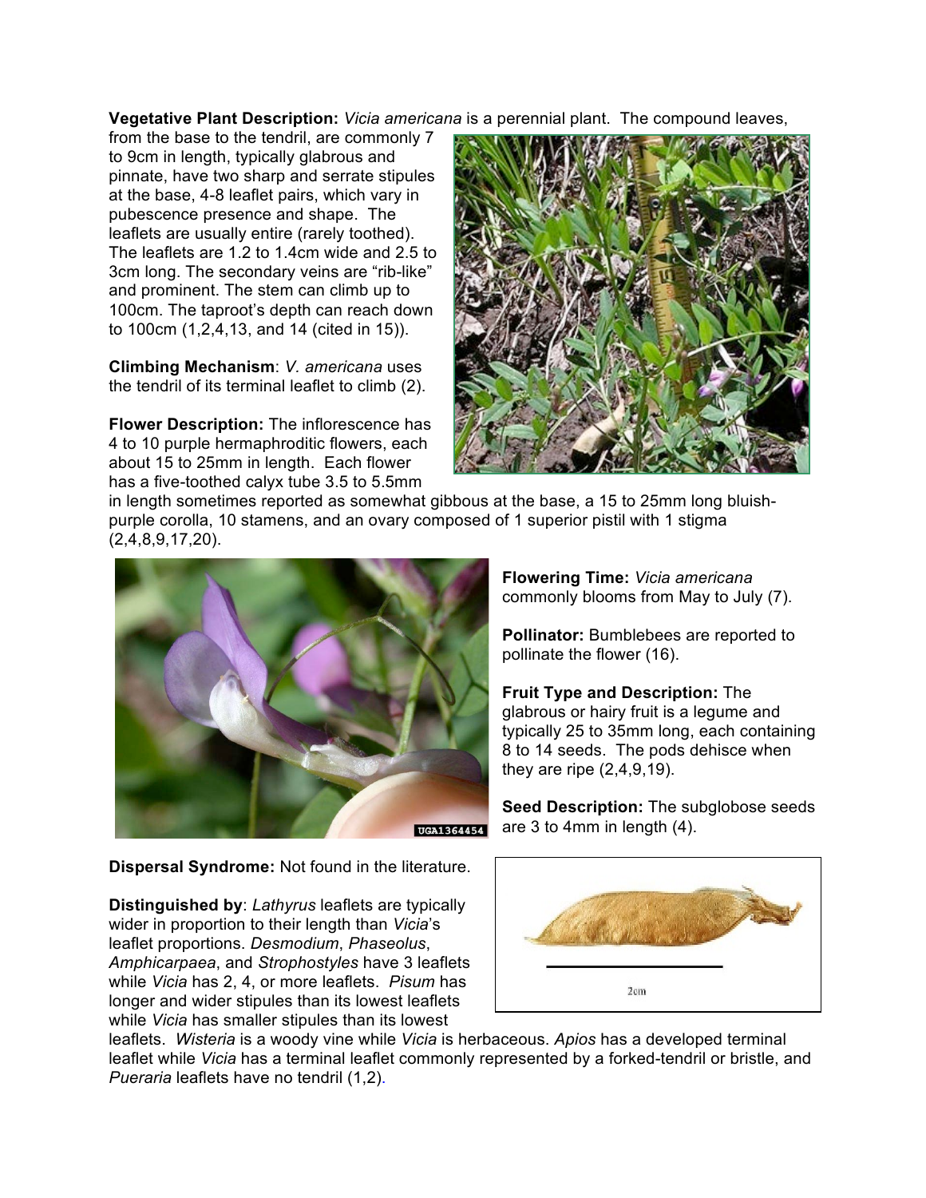**Vegetative Plant Description:** *Vicia americana* is a perennial plant. The compound leaves, from the base to the tendril, are commonly 7 to 9cm in length, typically glabrous and pinnate, have two sharp and serrate stipules at the base, 4-8 leaflet pairs, which vary in pubescence presence and shape. The leaflets are usually entire (rarely toothed). The leaflets are 1.2 to 1.4cm wide and 2.5 to 3cm long. The secondary veins are "rib-like" and prominent. The stem can climb up to 100cm. The taproot's depth can reach down to 100cm (1,2,4,13, and 14 (cited in 15)).

**Climbing Mechanism**: *V. americana* uses the tendril of its terminal leaflet to climb (2).

**Flower Description:** The inflorescence has 4 to 10 purple hermaphroditic flowers, each about 15 to 25mm in length. Each flower has a five-toothed calyx tube 3.5 to 5.5mm in length sometimes reported as somewhat gibbous at the base, a 15 to 25mm long bluish-purple corolla, 10 stamens, and an ovary composed of 1 superior pistil with 1 stigma (2,4,8,9,17,20).

**Flowering Time:** *Vicia americana* commonly blooms from May to July (7).

**Pollinator:** Bumblebees are reported to pollinate the flower (16).

**Fruit Type and Description:** The glabrous or hairy fruit is a legume and typically 25 to 35mm long, each containing 8 to 14 seeds. The pods dehisce when they are ripe (2,4,9,19).

**Seed Description:** The subglobose seeds are 3 to 4mm in length (4).

**Dispersal Syndrome:** Not found in the literature.

**Distinguished by**: *Lathyrus* leaflets are typically wider in proportion to their length than *Vicia*'s leaflet proportions. *Desmodium*, *Phaseolus*, *Amphicarpaea*, and *Strophostyles* have 3 leaflets while *Vicia* has 2, 4, or more leaflets. *Pisum* has longer and wider stipules than its lowest leaflets while *Vicia* has smaller stipules than its lowest leaflets. *Wisteria* is a woody vine while *Vicia* is herbaceous. *Apios* has a developed terminal leaflet while *Vicia* has a terminal leaflet commonly represented by a forked-tendril or bristle, and *Pueraria* leaflets have no tendril (1,2).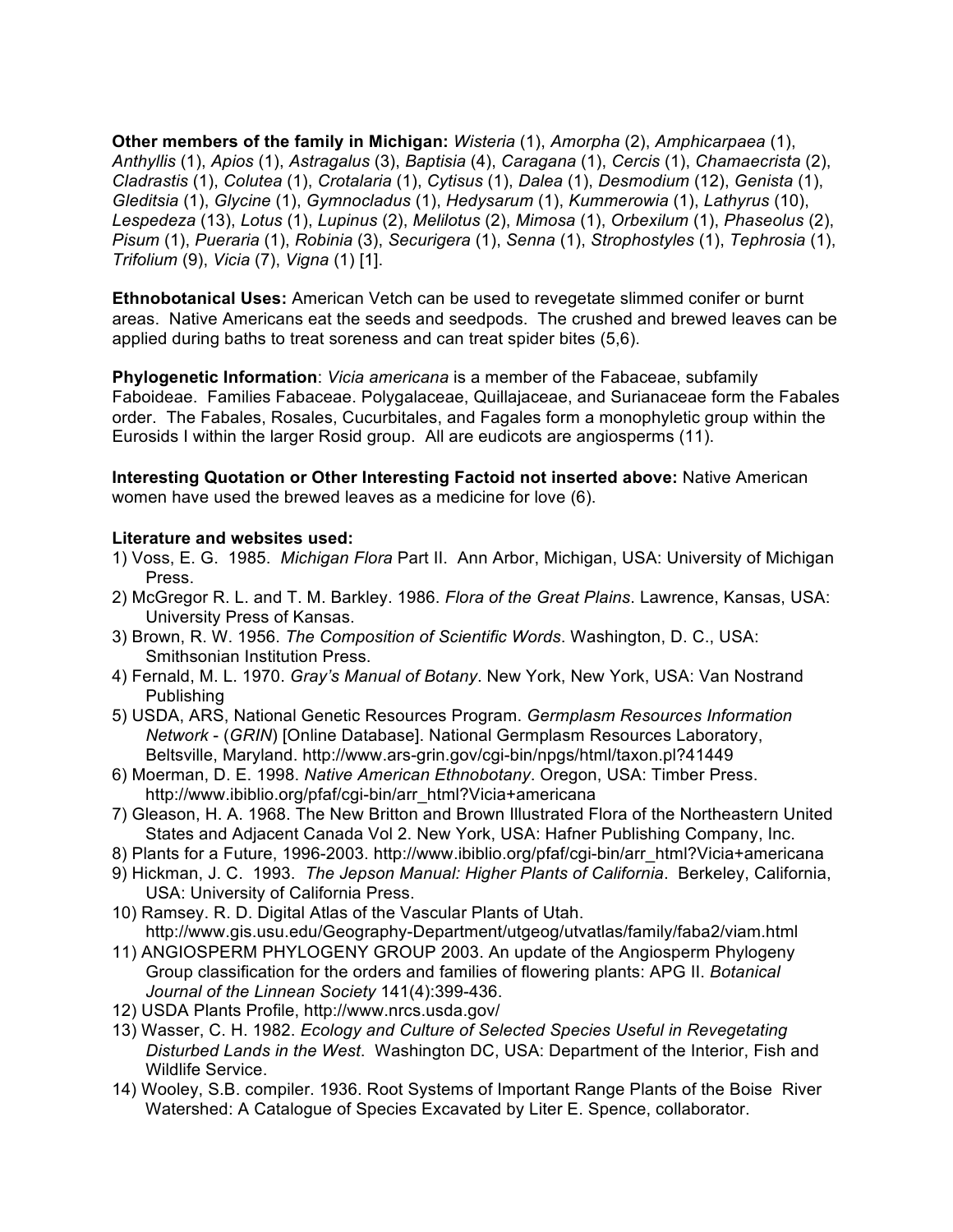**Other members of the family in Michigan:** *Wisteria* (1), *Amorpha* (2), *Amphicarpaea* (1), *Anthyllis* (1), *Apios* (1), *Astragalus* (3), *Baptisia* (4), *Caragana* (1), *Cercis* (1), *Chamaecrista* (2), *Cladrastis* (1), *Colutea* (1), *Crotalaria* (1), *Cytisus* (1), *Dalea* (1), *Desmodium* (12), *Genista* (1), *Gleditsia* (1), *Glycine* (1), *Gymnocladus* (1), *Hedysarum* (1), *Kummerowia* (1), *Lathyrus* (10), *Lespedeza* (13), *Lotus* (1), *Lupinus* (2), *Melilotus* (2), *Mimosa* (1), *Orbexilum* (1), *Phaseolus* (2), *Pisum* (1), *Pueraria* (1), *Robinia* (3), *Securigera* (1), *Senna* (1), *Strophostyles* (1), *Tephrosia* (1), *Trifolium* (9), *Vicia* (7), *Vigna* (1) [1].

**Ethnobotanical Uses:** American Vetch can be used to revegetate slimmed conifer or burnt areas. Native Americans eat the seeds and seedpods. The crushed and brewed leaves can be applied during baths to treat soreness and can treat spider bites (5,6).

**Phylogenetic Information**: *Vicia americana* is a member of the Fabaceae, subfamily Faboideae. Families Fabaceae. Polygalaceae, Quillajaceae, and Surianaceae form the Fabales order. The Fabales, Rosales, Cucurbitales, and Fagales form a monophyletic group within the Eurosids I within the larger Rosid group. All are eudicots are angiosperms (11).

**Interesting Quotation or Other Interesting Factoid not inserted above:** Native American women have used the brewed leaves as a medicine for love (6).

**Literature and websites used:**

1) Voss, E. G. 1985. *Michigan Flora* Part II. Ann Arbor, Michigan, USA: University of Michigan Press.
2) McGregor R. L. and T. M. Barkley. 1986. *Flora of the Great Plains*. Lawrence, Kansas, USA: University Press of Kansas.
3) Brown, R. W. 1956. *The Composition of Scientific Words*. Washington, D. C., USA: Smithsonian Institution Press.
4) Fernald, M. L. 1970. *Gray's Manual of Botany*. New York, New York, USA: Van Nostrand Publishing
5) USDA, ARS, National Genetic Resources Program. *Germplasm Resources Information Network* - (*GRIN*) [Online Database]. National Germplasm Resources Laboratory, Beltsville, Maryland. http://www.ars-grin.gov/cgi-bin/npgs/html/taxon.pl?41449
6) Moerman, D. E. 1998. *Native American Ethnobotany*. Oregon, USA: Timber Press. http://www.ibiblio.org/pfaf/cgi-bin/arr_html?Vicia+americana
7) Gleason, H. A. 1968. The New Britton and Brown Illustrated Flora of the Northeastern United States and Adjacent Canada Vol 2. New York, USA: Hafner Publishing Company, Inc.
8) Plants for a Future, 1996-2003. http://www.ibiblio.org/pfaf/cgi-bin/arr_html?Vicia+americana
9) Hickman, J. C. 1993. *The Jepson Manual: Higher Plants of California*. Berkeley, California, USA: University of California Press.
10) Ramsey. R. D. Digital Atlas of the Vascular Plants of Utah. http://www.gis.usu.edu/Geography-Department/utgeog/utvatlas/family/faba2/viam.html
11) ANGIOSPERM PHYLOGENY GROUP 2003. An update of the Angiosperm Phylogeny Group classification for the orders and families of flowering plants: APG II. *Botanical Journal of the Linnean Society* 141(4):399-436.
12) USDA Plants Profile, http://www.nrcs.usda.gov/
13) Wasser, C. H. 1982. *Ecology and Culture of Selected Species Useful in Revegetating Disturbed Lands in the West*. Washington DC, USA: Department of the Interior, Fish and Wildlife Service.
14) Wooley, S.B. compiler. 1936. Root Systems of Important Range Plants of the Boise River Watershed: A Catalogue of Species Excavated by Liter E. Spence, collaborator.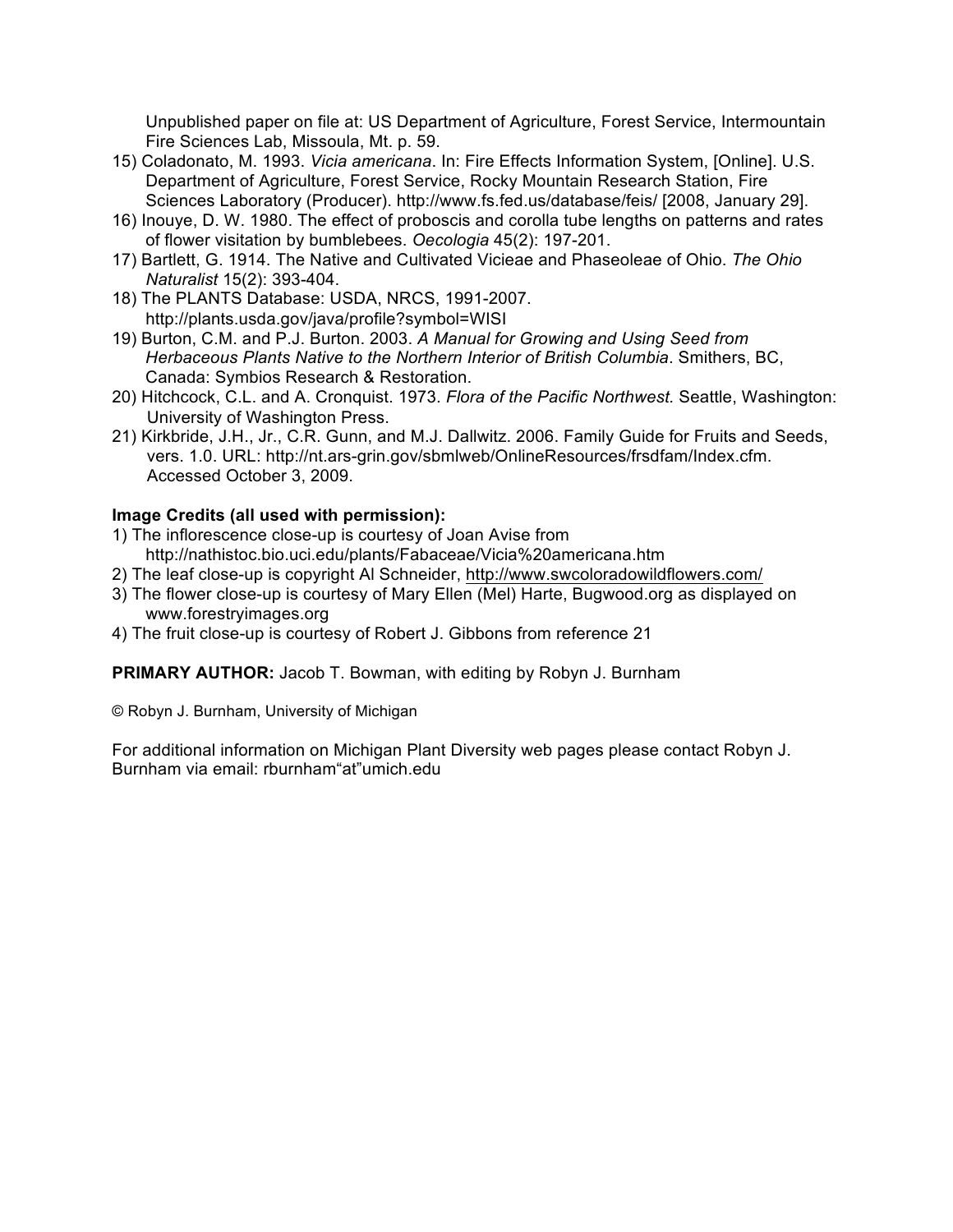Unpublished paper on file at: US Department of Agriculture, Forest Service, Intermountain Fire Sciences Lab, Missoula, Mt. p. 59.

15) Coladonato, M. 1993. *Vicia americana*. In: Fire Effects Information System, [Online]. U.S. Department of Agriculture, Forest Service, Rocky Mountain Research Station, Fire Sciences Laboratory (Producer). http://www.fs.fed.us/database/feis/ [2008, January 29].
16) Inouye, D. W. 1980. The effect of proboscis and corolla tube lengths on patterns and rates of flower visitation by bumblebees. *Oecologia* 45(2): 197-201.
17) Bartlett, G. 1914. The Native and Cultivated Vicieae and Phaseoleae of Ohio. *The Ohio Naturalist* 15(2): 393-404.
18) The PLANTS Database: USDA, NRCS, 1991-2007. http://plants.usda.gov/java/profile?symbol=WISI
19) Burton, C.M. and P.J. Burton. 2003. *A Manual for Growing and Using Seed from Herbaceous Plants Native to the Northern Interior of British Columbia*. Smithers, BC, Canada: Symbios Research & Restoration.
20) Hitchcock, C.L. and A. Cronquist. 1973. *Flora of the Pacific Northwest.* Seattle, Washington: University of Washington Press.
21) Kirkbride, J.H., Jr., C.R. Gunn, and M.J. Dallwitz. 2006. Family Guide for Fruits and Seeds, vers. 1.0. URL: http://nt.ars-grin.gov/sbmlweb/OnlineResources/frsdfam/Index.cfm. Accessed October 3, 2009.

**Image Credits (all used with permission):**

1) The inflorescence close-up is courtesy of Joan Avise from http://nathistoc.bio.uci.edu/plants/Fabaceae/Vicia%20americana.htm
2) The leaf close-up is copyright Al Schneider, http://www.swcoloradowildflowers.com/
3) The flower close-up is courtesy of Mary Ellen (Mel) Harte, Bugwood.org as displayed on www.forestryimages.org
4) The fruit close-up is courtesy of Robert J. Gibbons from reference 21

**PRIMARY AUTHOR:** Jacob T. Bowman, with editing by Robyn J. Burnham

© Robyn J. Burnham, University of Michigan

For additional information on Michigan Plant Diversity web pages please contact Robyn J. Burnham via email: rburnham"at"umich.edu